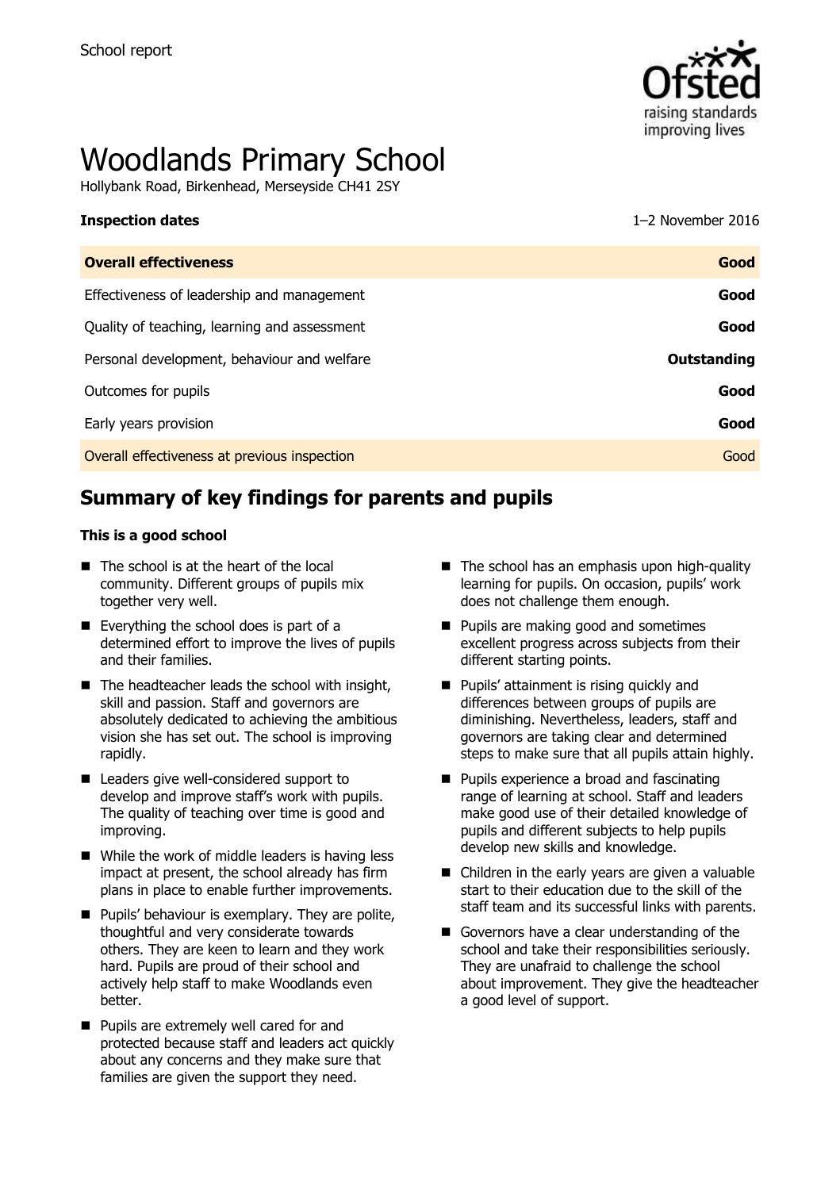School report

# Woodlands Primary School

Hollybank Road, Birkenhead, Merseyside CH41 2SY

**Inspection dates** 1–2 November 2016

| **Overall effectiveness** | **Good** |
| --- | --- |
| Effectiveness of leadership and management | **Good** |
| Quality of teaching, learning and assessment | **Good** |
| Personal development, behaviour and welfare | **Outstanding** |
| Outcomes for pupils | **Good** |
| Early years provision | **Good** |
| Overall effectiveness at previous inspection | Good |

## Summary of key findings for parents and pupils

**This is a good school**

- The school is at the heart of the local community. Different groups of pupils mix together very well.
- Everything the school does is part of a determined effort to improve the lives of pupils and their families.
- The headteacher leads the school with insight, skill and passion. Staff and governors are absolutely dedicated to achieving the ambitious vision she has set out. The school is improving rapidly.
- Leaders give well-considered support to develop and improve staff's work with pupils. The quality of teaching over time is good and improving.
- While the work of middle leaders is having less impact at present, the school already has firm plans in place to enable further improvements.
- Pupils' behaviour is exemplary. They are polite, thoughtful and very considerate towards others. They are keen to learn and they work hard. Pupils are proud of their school and actively help staff to make Woodlands even better.
- Pupils are extremely well cared for and protected because staff and leaders act quickly about any concerns and they make sure that families are given the support they need.
- The school has an emphasis upon high-quality learning for pupils. On occasion, pupils' work does not challenge them enough.
- Pupils are making good and sometimes excellent progress across subjects from their different starting points.
- Pupils' attainment is rising quickly and differences between groups of pupils are diminishing. Nevertheless, leaders, staff and governors are taking clear and determined steps to make sure that all pupils attain highly.
- Pupils experience a broad and fascinating range of learning at school. Staff and leaders make good use of their detailed knowledge of pupils and different subjects to help pupils develop new skills and knowledge.
- Children in the early years are given a valuable start to their education due to the skill of the staff team and its successful links with parents.
- Governors have a clear understanding of the school and take their responsibilities seriously. They are unafraid to challenge the school about improvement. They give the headteacher a good level of support.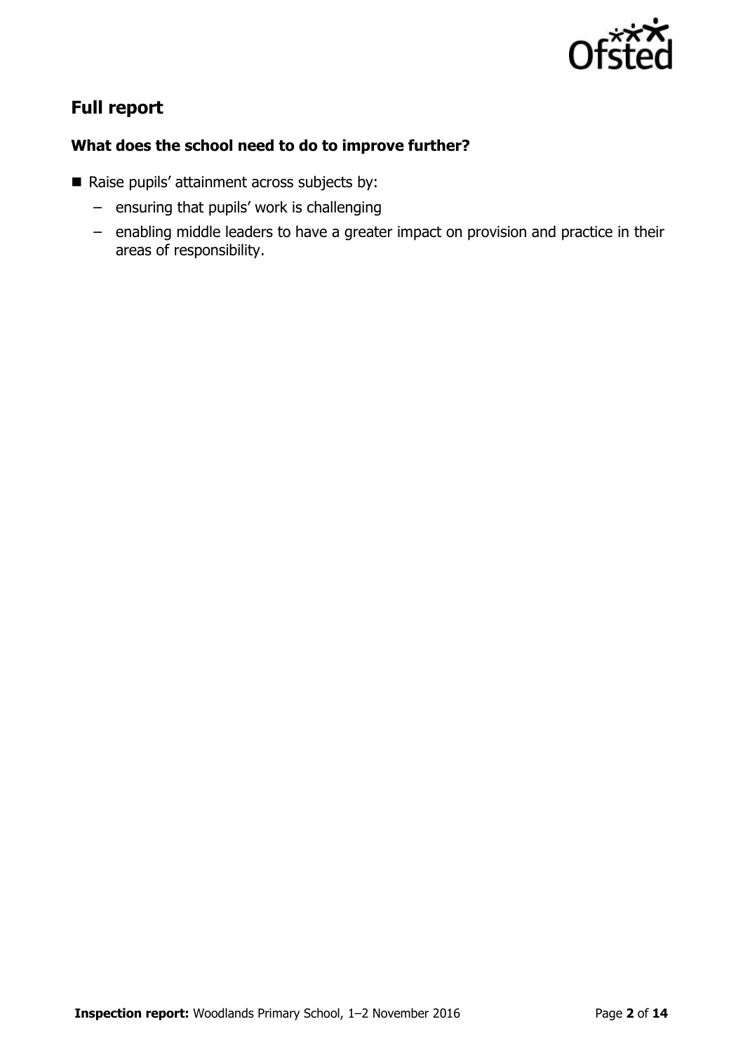## Full report

### What does the school need to do to improve further?

- Raise pupils' attainment across subjects by:
  - ensuring that pupils' work is challenging
  - enabling middle leaders to have a greater impact on provision and practice in their areas of responsibility.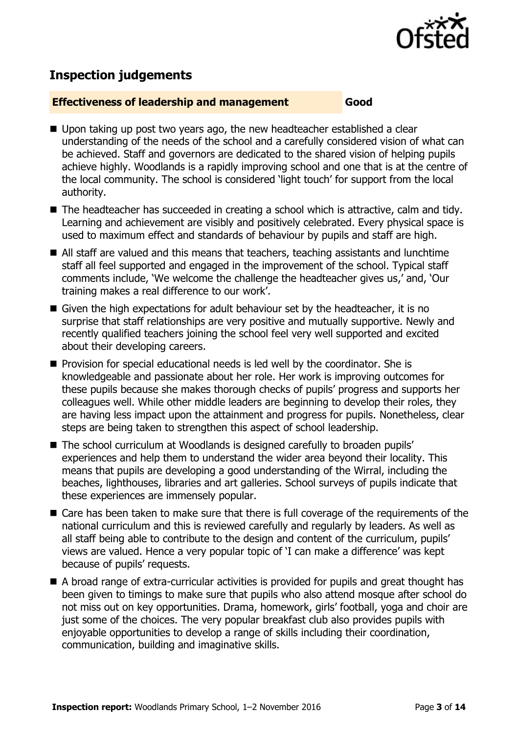## Inspection judgements

| **Effectiveness of leadership and management** | **Good** |
|---|---|

- Upon taking up post two years ago, the new headteacher established a clear understanding of the needs of the school and a carefully considered vision of what can be achieved. Staff and governors are dedicated to the shared vision of helping pupils achieve highly. Woodlands is a rapidly improving school and one that is at the centre of the local community. The school is considered 'light touch' for support from the local authority.
- The headteacher has succeeded in creating a school which is attractive, calm and tidy. Learning and achievement are visibly and positively celebrated. Every physical space is used to maximum effect and standards of behaviour by pupils and staff are high.
- All staff are valued and this means that teachers, teaching assistants and lunchtime staff all feel supported and engaged in the improvement of the school. Typical staff comments include, 'We welcome the challenge the headteacher gives us,' and, 'Our training makes a real difference to our work'.
- Given the high expectations for adult behaviour set by the headteacher, it is no surprise that staff relationships are very positive and mutually supportive. Newly and recently qualified teachers joining the school feel very well supported and excited about their developing careers.
- Provision for special educational needs is led well by the coordinator. She is knowledgeable and passionate about her role. Her work is improving outcomes for these pupils because she makes thorough checks of pupils' progress and supports her colleagues well. While other middle leaders are beginning to develop their roles, they are having less impact upon the attainment and progress for pupils. Nonetheless, clear steps are being taken to strengthen this aspect of school leadership.
- The school curriculum at Woodlands is designed carefully to broaden pupils' experiences and help them to understand the wider area beyond their locality. This means that pupils are developing a good understanding of the Wirral, including the beaches, lighthouses, libraries and art galleries. School surveys of pupils indicate that these experiences are immensely popular.
- Care has been taken to make sure that there is full coverage of the requirements of the national curriculum and this is reviewed carefully and regularly by leaders. As well as all staff being able to contribute to the design and content of the curriculum, pupils' views are valued. Hence a very popular topic of 'I can make a difference' was kept because of pupils' requests.
- A broad range of extra-curricular activities is provided for pupils and great thought has been given to timings to make sure that pupils who also attend mosque after school do not miss out on key opportunities. Drama, homework, girls' football, yoga and choir are just some of the choices. The very popular breakfast club also provides pupils with enjoyable opportunities to develop a range of skills including their coordination, communication, building and imaginative skills.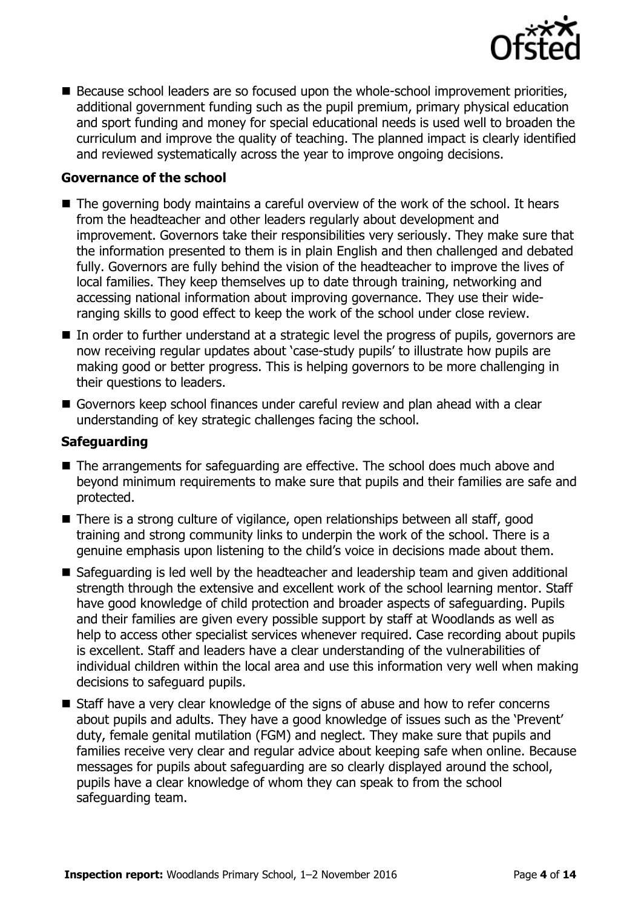- Because school leaders are so focused upon the whole-school improvement priorities, additional government funding such as the pupil premium, primary physical education and sport funding and money for special educational needs is used well to broaden the curriculum and improve the quality of teaching. The planned impact is clearly identified and reviewed systematically across the year to improve ongoing decisions.

### Governance of the school

- The governing body maintains a careful overview of the work of the school. It hears from the headteacher and other leaders regularly about development and improvement. Governors take their responsibilities very seriously. They make sure that the information presented to them is in plain English and then challenged and debated fully. Governors are fully behind the vision of the headteacher to improve the lives of local families. They keep themselves up to date through training, networking and accessing national information about improving governance. They use their wide-ranging skills to good effect to keep the work of the school under close review.
- In order to further understand at a strategic level the progress of pupils, governors are now receiving regular updates about 'case-study pupils' to illustrate how pupils are making good or better progress. This is helping governors to be more challenging in their questions to leaders.
- Governors keep school finances under careful review and plan ahead with a clear understanding of key strategic challenges facing the school.

### Safeguarding

- The arrangements for safeguarding are effective. The school does much above and beyond minimum requirements to make sure that pupils and their families are safe and protected.
- There is a strong culture of vigilance, open relationships between all staff, good training and strong community links to underpin the work of the school. There is a genuine emphasis upon listening to the child's voice in decisions made about them.
- Safeguarding is led well by the headteacher and leadership team and given additional strength through the extensive and excellent work of the school learning mentor. Staff have good knowledge of child protection and broader aspects of safeguarding. Pupils and their families are given every possible support by staff at Woodlands as well as help to access other specialist services whenever required. Case recording about pupils is excellent. Staff and leaders have a clear understanding of the vulnerabilities of individual children within the local area and use this information very well when making decisions to safeguard pupils.
- Staff have a very clear knowledge of the signs of abuse and how to refer concerns about pupils and adults. They have a good knowledge of issues such as the 'Prevent' duty, female genital mutilation (FGM) and neglect. They make sure that pupils and families receive very clear and regular advice about keeping safe when online. Because messages for pupils about safeguarding are so clearly displayed around the school, pupils have a clear knowledge of whom they can speak to from the school safeguarding team.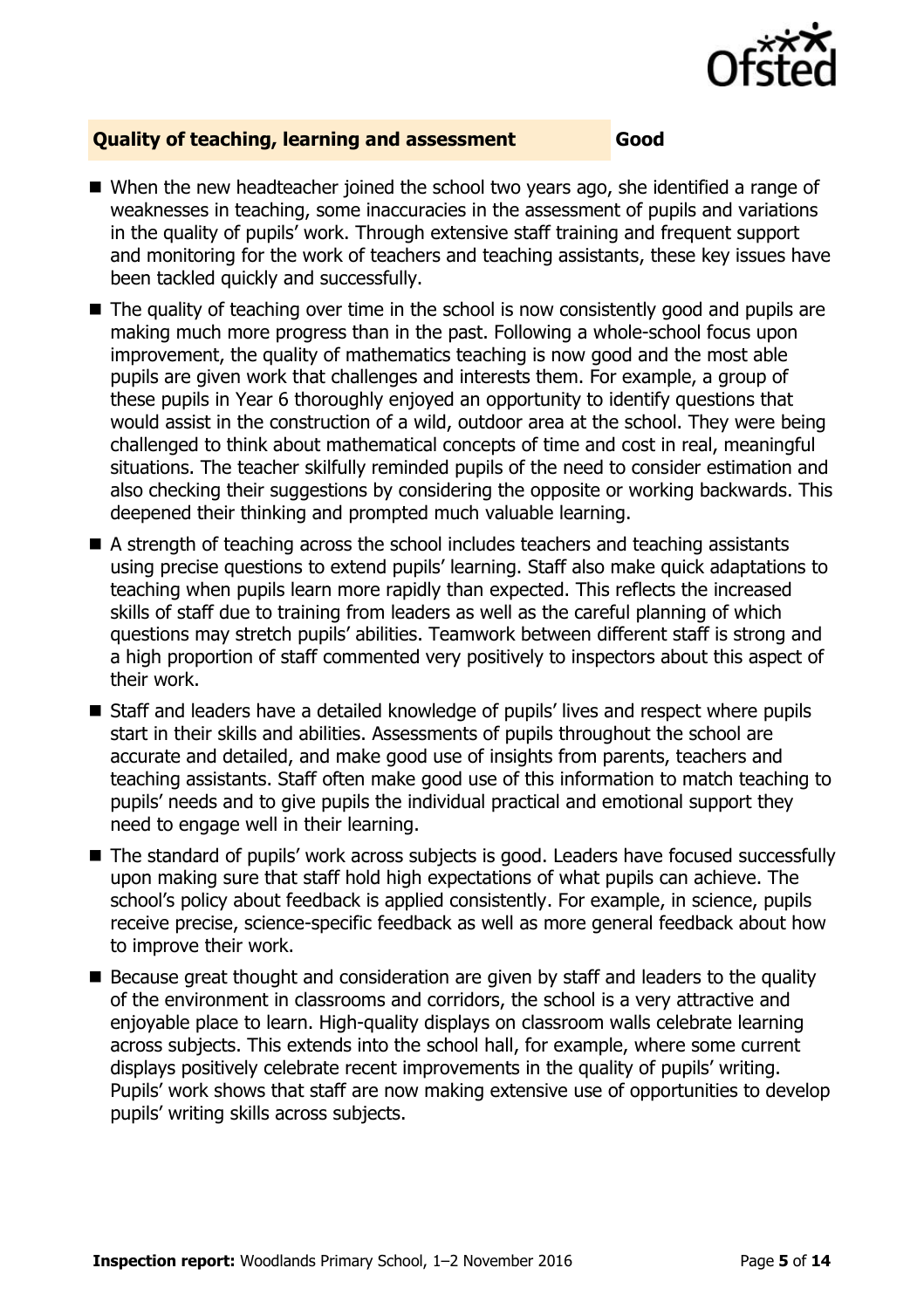## Quality of teaching, learning and assessment — Good

- When the new headteacher joined the school two years ago, she identified a range of weaknesses in teaching, some inaccuracies in the assessment of pupils and variations in the quality of pupils' work. Through extensive staff training and frequent support and monitoring for the work of teachers and teaching assistants, these key issues have been tackled quickly and successfully.
- The quality of teaching over time in the school is now consistently good and pupils are making much more progress than in the past. Following a whole-school focus upon improvement, the quality of mathematics teaching is now good and the most able pupils are given work that challenges and interests them. For example, a group of these pupils in Year 6 thoroughly enjoyed an opportunity to identify questions that would assist in the construction of a wild, outdoor area at the school. They were being challenged to think about mathematical concepts of time and cost in real, meaningful situations. The teacher skilfully reminded pupils of the need to consider estimation and also checking their suggestions by considering the opposite or working backwards. This deepened their thinking and prompted much valuable learning.
- A strength of teaching across the school includes teachers and teaching assistants using precise questions to extend pupils' learning. Staff also make quick adaptations to teaching when pupils learn more rapidly than expected. This reflects the increased skills of staff due to training from leaders as well as the careful planning of which questions may stretch pupils' abilities. Teamwork between different staff is strong and a high proportion of staff commented very positively to inspectors about this aspect of their work.
- Staff and leaders have a detailed knowledge of pupils' lives and respect where pupils start in their skills and abilities. Assessments of pupils throughout the school are accurate and detailed, and make good use of insights from parents, teachers and teaching assistants. Staff often make good use of this information to match teaching to pupils' needs and to give pupils the individual practical and emotional support they need to engage well in their learning.
- The standard of pupils' work across subjects is good. Leaders have focused successfully upon making sure that staff hold high expectations of what pupils can achieve. The school's policy about feedback is applied consistently. For example, in science, pupils receive precise, science-specific feedback as well as more general feedback about how to improve their work.
- Because great thought and consideration are given by staff and leaders to the quality of the environment in classrooms and corridors, the school is a very attractive and enjoyable place to learn. High-quality displays on classroom walls celebrate learning across subjects. This extends into the school hall, for example, where some current displays positively celebrate recent improvements in the quality of pupils' writing. Pupils' work shows that staff are now making extensive use of opportunities to develop pupils' writing skills across subjects.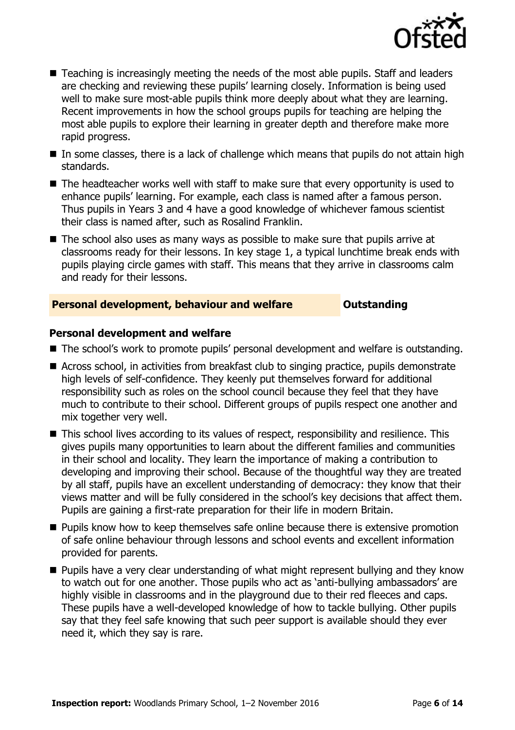- Teaching is increasingly meeting the needs of the most able pupils. Staff and leaders are checking and reviewing these pupils' learning closely. Information is being used well to make sure most-able pupils think more deeply about what they are learning. Recent improvements in how the school groups pupils for teaching are helping the most able pupils to explore their learning in greater depth and therefore make more rapid progress.
- In some classes, there is a lack of challenge which means that pupils do not attain high standards.
- The headteacher works well with staff to make sure that every opportunity is used to enhance pupils' learning. For example, each class is named after a famous person. Thus pupils in Years 3 and 4 have a good knowledge of whichever famous scientist their class is named after, such as Rosalind Franklin.
- The school also uses as many ways as possible to make sure that pupils arrive at classrooms ready for their lessons. In key stage 1, a typical lunchtime break ends with pupils playing circle games with staff. This means that they arrive in classrooms calm and ready for their lessons.

## Personal development, behaviour and welfare — Outstanding

### Personal development and welfare

- The school's work to promote pupils' personal development and welfare is outstanding.
- Across school, in activities from breakfast club to singing practice, pupils demonstrate high levels of self-confidence. They keenly put themselves forward for additional responsibility such as roles on the school council because they feel that they have much to contribute to their school. Different groups of pupils respect one another and mix together very well.
- This school lives according to its values of respect, responsibility and resilience. This gives pupils many opportunities to learn about the different families and communities in their school and locality. They learn the importance of making a contribution to developing and improving their school. Because of the thoughtful way they are treated by all staff, pupils have an excellent understanding of democracy: they know that their views matter and will be fully considered in the school's key decisions that affect them. Pupils are gaining a first-rate preparation for their life in modern Britain.
- Pupils know how to keep themselves safe online because there is extensive promotion of safe online behaviour through lessons and school events and excellent information provided for parents.
- Pupils have a very clear understanding of what might represent bullying and they know to watch out for one another. Those pupils who act as 'anti-bullying ambassadors' are highly visible in classrooms and in the playground due to their red fleeces and caps. These pupils have a well-developed knowledge of how to tackle bullying. Other pupils say that they feel safe knowing that such peer support is available should they ever need it, which they say is rare.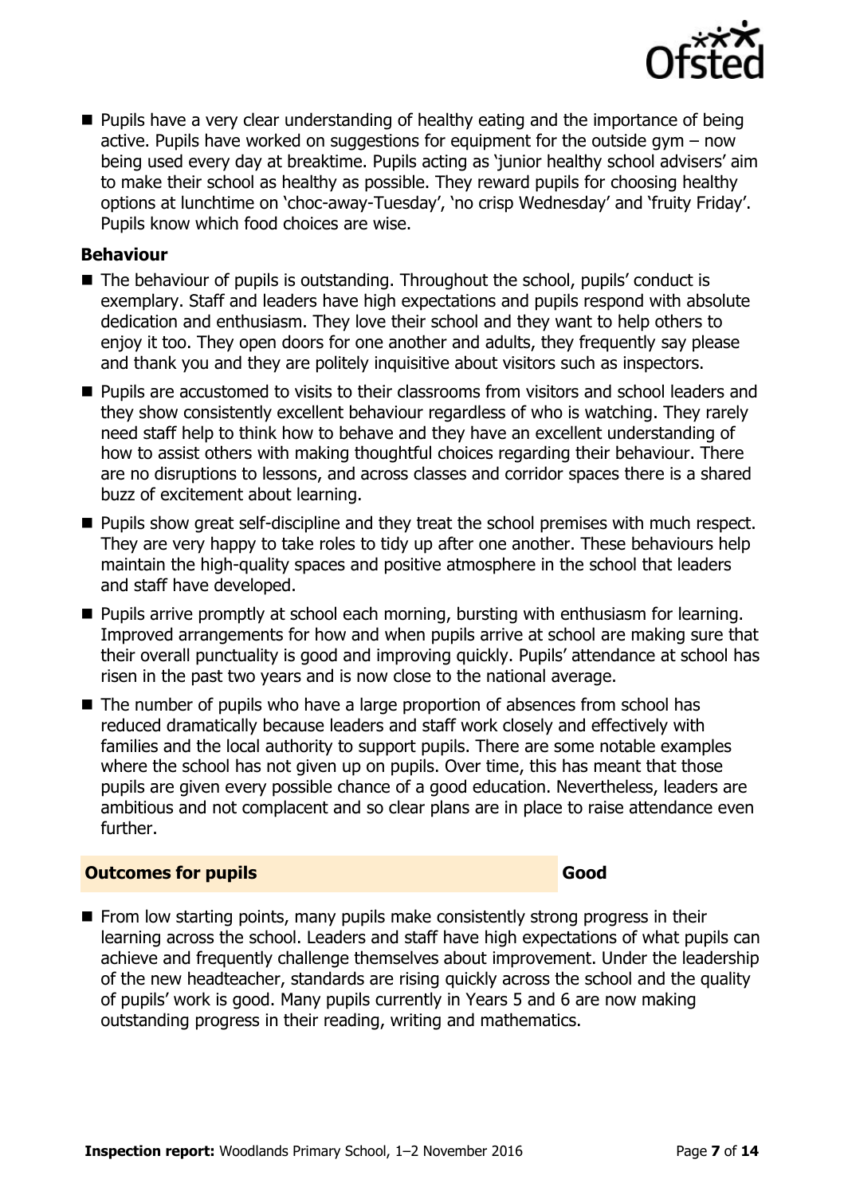- Pupils have a very clear understanding of healthy eating and the importance of being active. Pupils have worked on suggestions for equipment for the outside gym – now being used every day at breaktime. Pupils acting as 'junior healthy school advisers' aim to make their school as healthy as possible. They reward pupils for choosing healthy options at lunchtime on 'choc-away-Tuesday', 'no crisp Wednesday' and 'fruity Friday'. Pupils know which food choices are wise.

### Behaviour

- The behaviour of pupils is outstanding. Throughout the school, pupils' conduct is exemplary. Staff and leaders have high expectations and pupils respond with absolute dedication and enthusiasm. They love their school and they want to help others to enjoy it too. They open doors for one another and adults, they frequently say please and thank you and they are politely inquisitive about visitors such as inspectors.
- Pupils are accustomed to visits to their classrooms from visitors and school leaders and they show consistently excellent behaviour regardless of who is watching. They rarely need staff help to think how to behave and they have an excellent understanding of how to assist others with making thoughtful choices regarding their behaviour. There are no disruptions to lessons, and across classes and corridor spaces there is a shared buzz of excitement about learning.
- Pupils show great self-discipline and they treat the school premises with much respect. They are very happy to take roles to tidy up after one another. These behaviours help maintain the high-quality spaces and positive atmosphere in the school that leaders and staff have developed.
- Pupils arrive promptly at school each morning, bursting with enthusiasm for learning. Improved arrangements for how and when pupils arrive at school are making sure that their overall punctuality is good and improving quickly. Pupils' attendance at school has risen in the past two years and is now close to the national average.
- The number of pupils who have a large proportion of absences from school has reduced dramatically because leaders and staff work closely and effectively with families and the local authority to support pupils. There are some notable examples where the school has not given up on pupils. Over time, this has meant that those pupils are given every possible chance of a good education. Nevertheless, leaders are ambitious and not complacent and so clear plans are in place to raise attendance even further.

## Outcomes for pupils — Good

- From low starting points, many pupils make consistently strong progress in their learning across the school. Leaders and staff have high expectations of what pupils can achieve and frequently challenge themselves about improvement. Under the leadership of the new headteacher, standards are rising quickly across the school and the quality of pupils' work is good. Many pupils currently in Years 5 and 6 are now making outstanding progress in their reading, writing and mathematics.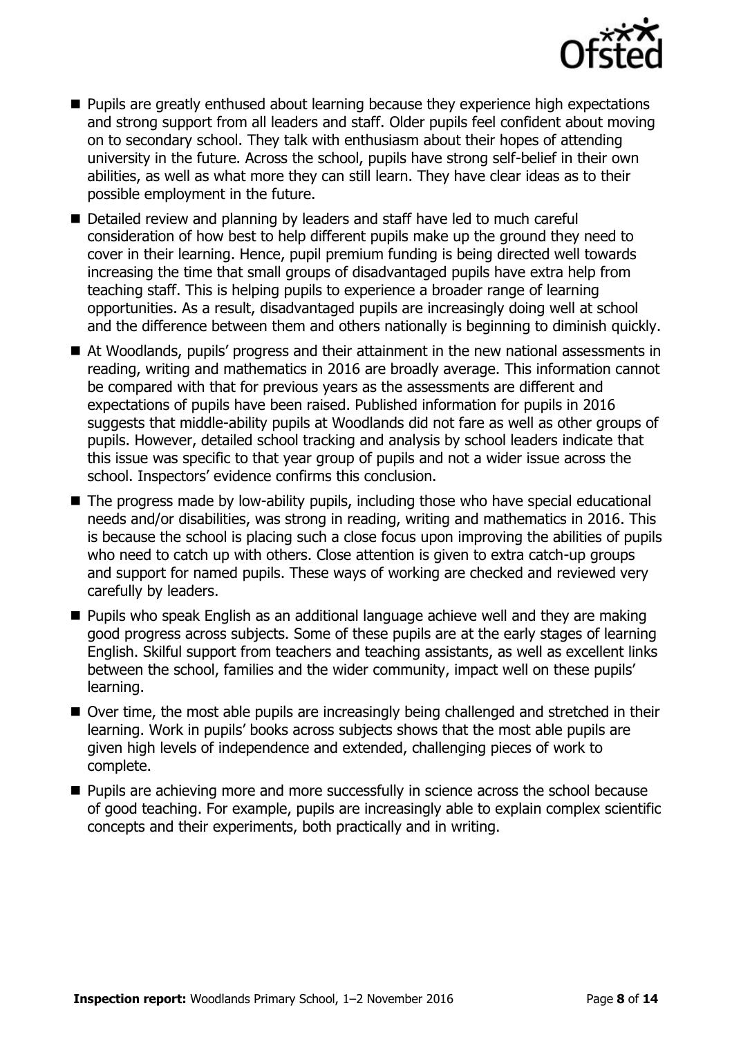- Pupils are greatly enthused about learning because they experience high expectations and strong support from all leaders and staff. Older pupils feel confident about moving on to secondary school. They talk with enthusiasm about their hopes of attending university in the future. Across the school, pupils have strong self-belief in their own abilities, as well as what more they can still learn. They have clear ideas as to their possible employment in the future.
- Detailed review and planning by leaders and staff have led to much careful consideration of how best to help different pupils make up the ground they need to cover in their learning. Hence, pupil premium funding is being directed well towards increasing the time that small groups of disadvantaged pupils have extra help from teaching staff. This is helping pupils to experience a broader range of learning opportunities. As a result, disadvantaged pupils are increasingly doing well at school and the difference between them and others nationally is beginning to diminish quickly.
- At Woodlands, pupils' progress and their attainment in the new national assessments in reading, writing and mathematics in 2016 are broadly average. This information cannot be compared with that for previous years as the assessments are different and expectations of pupils have been raised. Published information for pupils in 2016 suggests that middle-ability pupils at Woodlands did not fare as well as other groups of pupils. However, detailed school tracking and analysis by school leaders indicate that this issue was specific to that year group of pupils and not a wider issue across the school. Inspectors' evidence confirms this conclusion.
- The progress made by low-ability pupils, including those who have special educational needs and/or disabilities, was strong in reading, writing and mathematics in 2016. This is because the school is placing such a close focus upon improving the abilities of pupils who need to catch up with others. Close attention is given to extra catch-up groups and support for named pupils. These ways of working are checked and reviewed very carefully by leaders.
- Pupils who speak English as an additional language achieve well and they are making good progress across subjects. Some of these pupils are at the early stages of learning English. Skilful support from teachers and teaching assistants, as well as excellent links between the school, families and the wider community, impact well on these pupils' learning.
- Over time, the most able pupils are increasingly being challenged and stretched in their learning. Work in pupils' books across subjects shows that the most able pupils are given high levels of independence and extended, challenging pieces of work to complete.
- Pupils are achieving more and more successfully in science across the school because of good teaching. For example, pupils are increasingly able to explain complex scientific concepts and their experiments, both practically and in writing.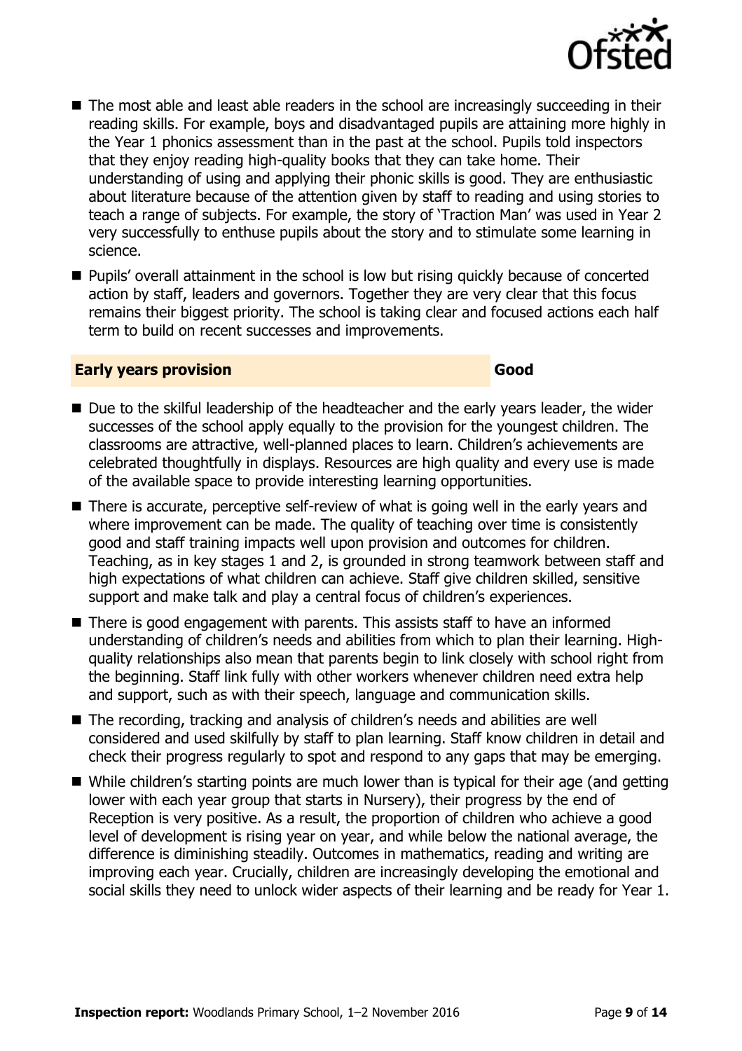- The most able and least able readers in the school are increasingly succeeding in their reading skills. For example, boys and disadvantaged pupils are attaining more highly in the Year 1 phonics assessment than in the past at the school. Pupils told inspectors that they enjoy reading high-quality books that they can take home. Their understanding of using and applying their phonic skills is good. They are enthusiastic about literature because of the attention given by staff to reading and using stories to teach a range of subjects. For example, the story of 'Traction Man' was used in Year 2 very successfully to enthuse pupils about the story and to stimulate some learning in science.
- Pupils' overall attainment in the school is low but rising quickly because of concerted action by staff, leaders and governors. Together they are very clear that this focus remains their biggest priority. The school is taking clear and focused actions each half term to build on recent successes and improvements.

## Early years provision — Good

- Due to the skilful leadership of the headteacher and the early years leader, the wider successes of the school apply equally to the provision for the youngest children. The classrooms are attractive, well-planned places to learn. Children's achievements are celebrated thoughtfully in displays. Resources are high quality and every use is made of the available space to provide interesting learning opportunities.
- There is accurate, perceptive self-review of what is going well in the early years and where improvement can be made. The quality of teaching over time is consistently good and staff training impacts well upon provision and outcomes for children. Teaching, as in key stages 1 and 2, is grounded in strong teamwork between staff and high expectations of what children can achieve. Staff give children skilled, sensitive support and make talk and play a central focus of children's experiences.
- There is good engagement with parents. This assists staff to have an informed understanding of children's needs and abilities from which to plan their learning. High-quality relationships also mean that parents begin to link closely with school right from the beginning. Staff link fully with other workers whenever children need extra help and support, such as with their speech, language and communication skills.
- The recording, tracking and analysis of children's needs and abilities are well considered and used skilfully by staff to plan learning. Staff know children in detail and check their progress regularly to spot and respond to any gaps that may be emerging.
- While children's starting points are much lower than is typical for their age (and getting lower with each year group that starts in Nursery), their progress by the end of Reception is very positive. As a result, the proportion of children who achieve a good level of development is rising year on year, and while below the national average, the difference is diminishing steadily. Outcomes in mathematics, reading and writing are improving each year. Crucially, children are increasingly developing the emotional and social skills they need to unlock wider aspects of their learning and be ready for Year 1.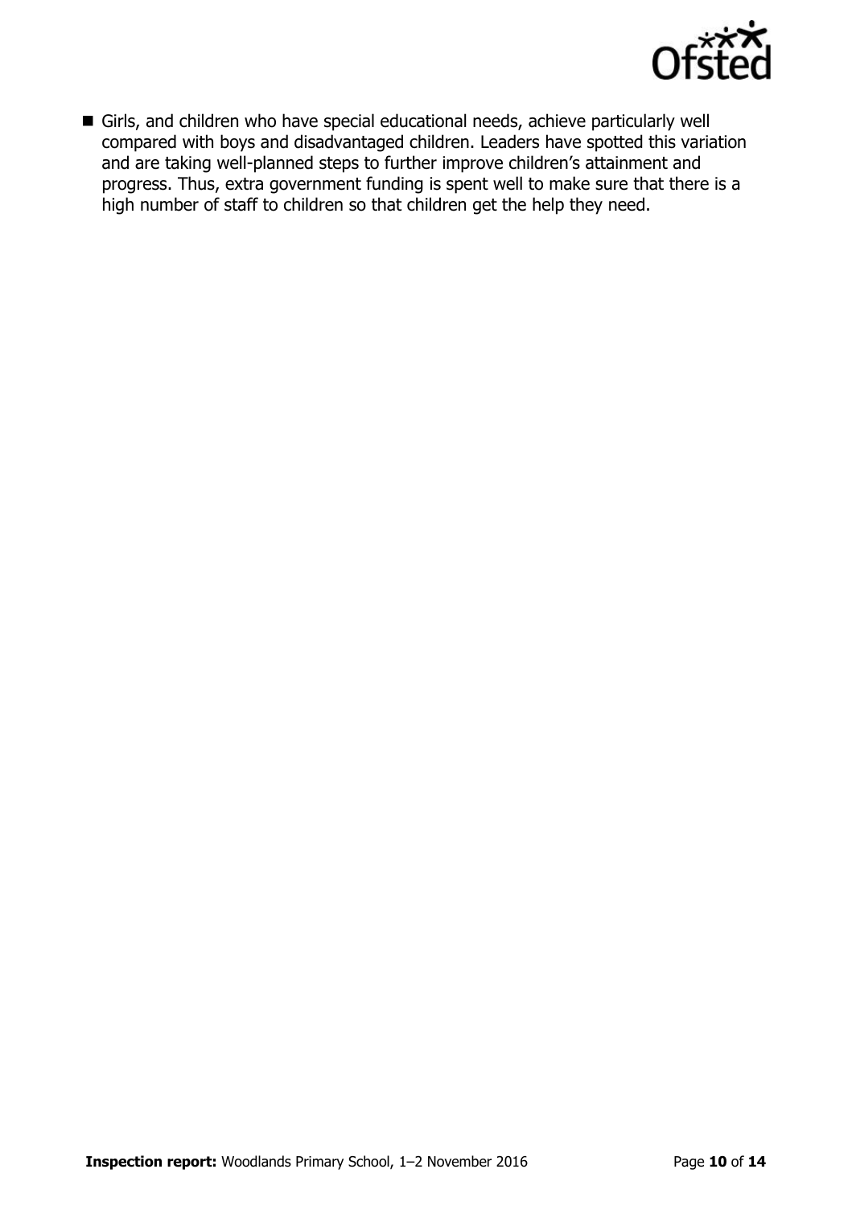- Girls, and children who have special educational needs, achieve particularly well compared with boys and disadvantaged children. Leaders have spotted this variation and are taking well-planned steps to further improve children's attainment and progress. Thus, extra government funding is spent well to make sure that there is a high number of staff to children so that children get the help they need.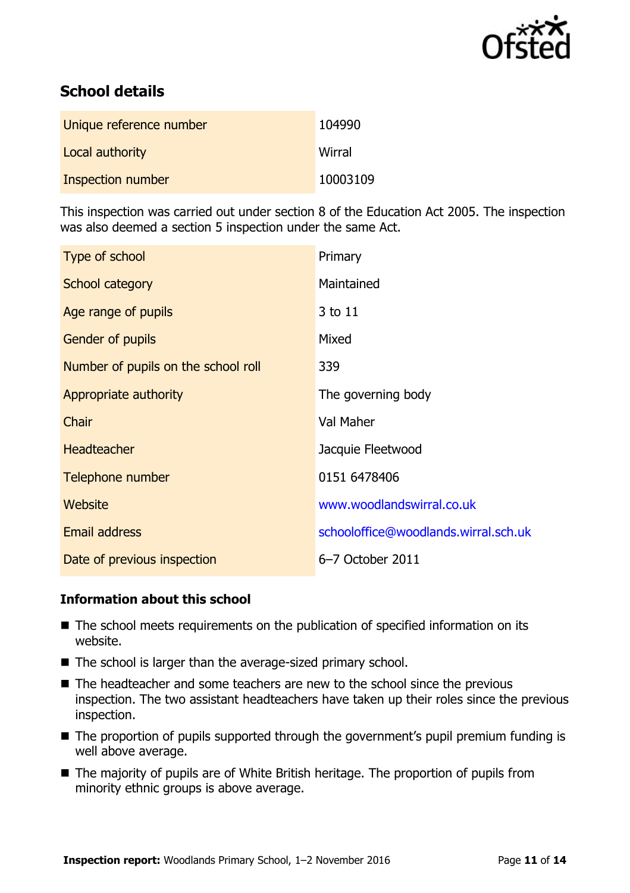## School details

| | |
|---|---|
| Unique reference number | 104990 |
| Local authority | Wirral |
| Inspection number | 10003109 |

This inspection was carried out under section 8 of the Education Act 2005. The inspection was also deemed a section 5 inspection under the same Act.

| | |
|---|---|
| Type of school | Primary |
| School category | Maintained |
| Age range of pupils | 3 to 11 |
| Gender of pupils | Mixed |
| Number of pupils on the school roll | 339 |
| Appropriate authority | The governing body |
| Chair | Val Maher |
| Headteacher | Jacquie Fleetwood |
| Telephone number | 0151 6478406 |
| Website | www.woodlandswirral.co.uk |
| Email address | schooloffice@woodlands.wirral.sch.uk |
| Date of previous inspection | 6–7 October 2011 |

### Information about this school

- The school meets requirements on the publication of specified information on its website.
- The school is larger than the average-sized primary school.
- The headteacher and some teachers are new to the school since the previous inspection. The two assistant headteachers have taken up their roles since the previous inspection.
- The proportion of pupils supported through the government's pupil premium funding is well above average.
- The majority of pupils are of White British heritage. The proportion of pupils from minority ethnic groups is above average.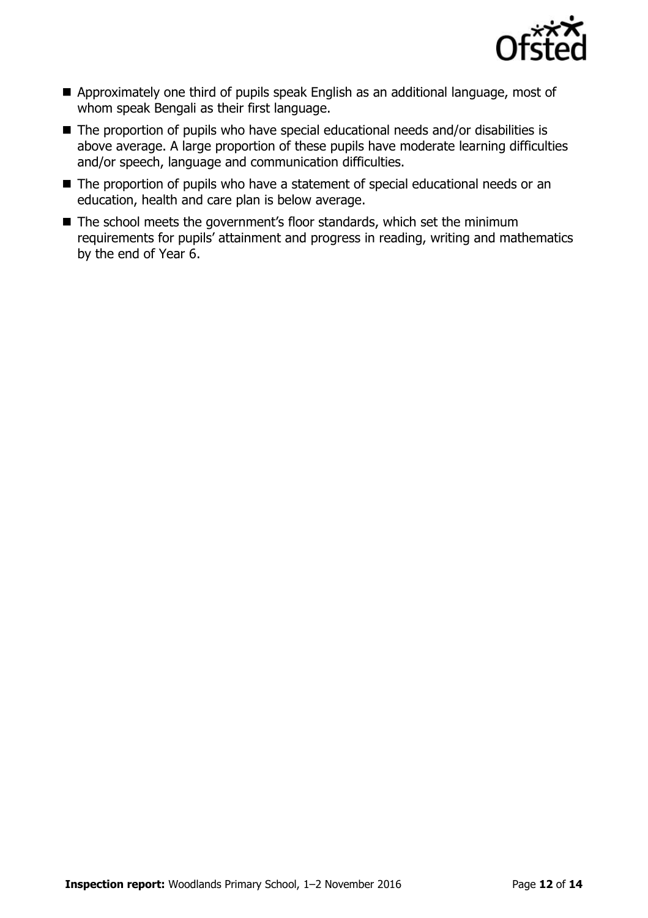- Approximately one third of pupils speak English as an additional language, most of whom speak Bengali as their first language.
- The proportion of pupils who have special educational needs and/or disabilities is above average. A large proportion of these pupils have moderate learning difficulties and/or speech, language and communication difficulties.
- The proportion of pupils who have a statement of special educational needs or an education, health and care plan is below average.
- The school meets the government's floor standards, which set the minimum requirements for pupils' attainment and progress in reading, writing and mathematics by the end of Year 6.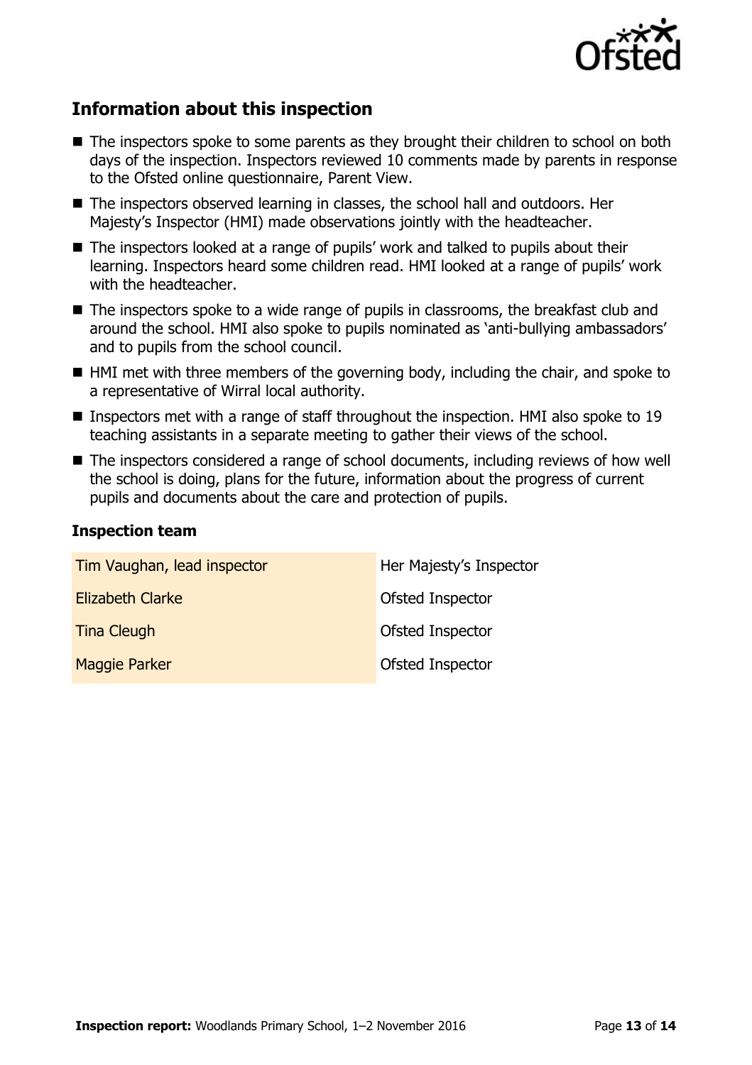## Information about this inspection

- The inspectors spoke to some parents as they brought their children to school on both days of the inspection. Inspectors reviewed 10 comments made by parents in response to the Ofsted online questionnaire, Parent View.
- The inspectors observed learning in classes, the school hall and outdoors. Her Majesty's Inspector (HMI) made observations jointly with the headteacher.
- The inspectors looked at a range of pupils' work and talked to pupils about their learning. Inspectors heard some children read. HMI looked at a range of pupils' work with the headteacher.
- The inspectors spoke to a wide range of pupils in classrooms, the breakfast club and around the school. HMI also spoke to pupils nominated as 'anti-bullying ambassadors' and to pupils from the school council.
- HMI met with three members of the governing body, including the chair, and spoke to a representative of Wirral local authority.
- Inspectors met with a range of staff throughout the inspection. HMI also spoke to 19 teaching assistants in a separate meeting to gather their views of the school.
- The inspectors considered a range of school documents, including reviews of how well the school is doing, plans for the future, information about the progress of current pupils and documents about the care and protection of pupils.

### Inspection team

| | |
|---|---|
| Tim Vaughan, lead inspector | Her Majesty's Inspector |
| Elizabeth Clarke | Ofsted Inspector |
| Tina Cleugh | Ofsted Inspector |
| Maggie Parker | Ofsted Inspector |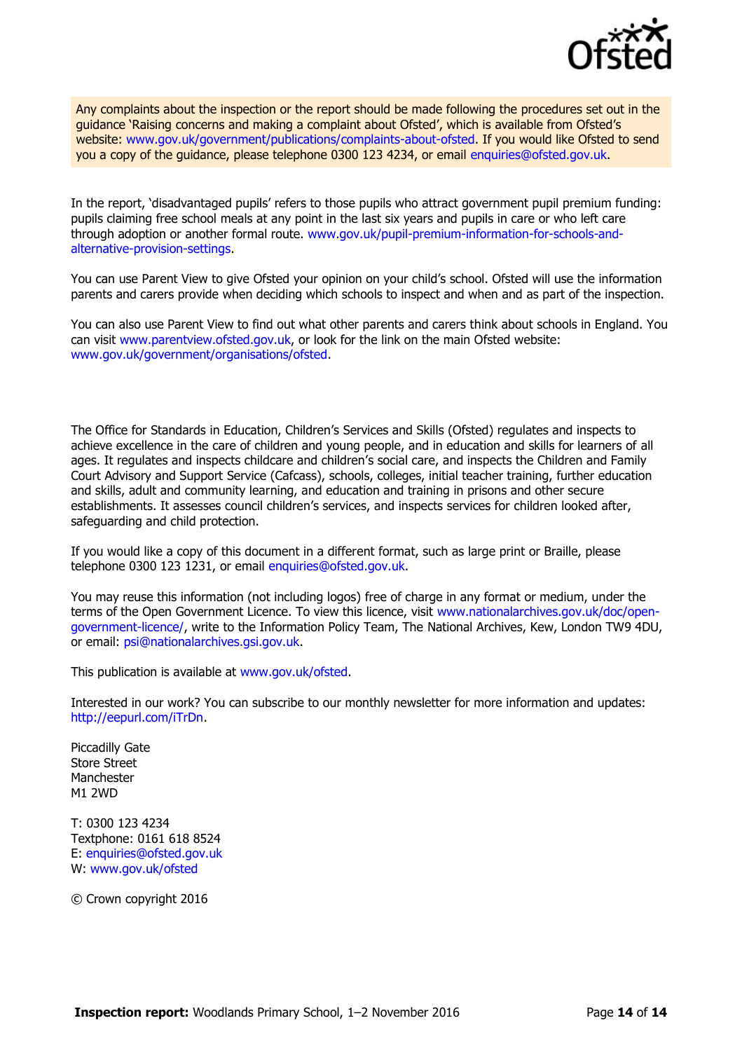Any complaints about the inspection or the report should be made following the procedures set out in the guidance 'Raising concerns and making a complaint about Ofsted', which is available from Ofsted's website: www.gov.uk/government/publications/complaints-about-ofsted. If you would like Ofsted to send you a copy of the guidance, please telephone 0300 123 4234, or email enquiries@ofsted.gov.uk.

In the report, 'disadvantaged pupils' refers to those pupils who attract government pupil premium funding: pupils claiming free school meals at any point in the last six years and pupils in care or who left care through adoption or another formal route. www.gov.uk/pupil-premium-information-for-schools-and-alternative-provision-settings.

You can use Parent View to give Ofsted your opinion on your child's school. Ofsted will use the information parents and carers provide when deciding which schools to inspect and when and as part of the inspection.

You can also use Parent View to find out what other parents and carers think about schools in England. You can visit www.parentview.ofsted.gov.uk, or look for the link on the main Ofsted website: www.gov.uk/government/organisations/ofsted.

The Office for Standards in Education, Children's Services and Skills (Ofsted) regulates and inspects to achieve excellence in the care of children and young people, and in education and skills for learners of all ages. It regulates and inspects childcare and children's social care, and inspects the Children and Family Court Advisory and Support Service (Cafcass), schools, colleges, initial teacher training, further education and skills, adult and community learning, and education and training in prisons and other secure establishments. It assesses council children's services, and inspects services for children looked after, safeguarding and child protection.

If you would like a copy of this document in a different format, such as large print or Braille, please telephone 0300 123 1231, or email enquiries@ofsted.gov.uk.

You may reuse this information (not including logos) free of charge in any format or medium, under the terms of the Open Government Licence. To view this licence, visit www.nationalarchives.gov.uk/doc/open-government-licence/, write to the Information Policy Team, The National Archives, Kew, London TW9 4DU, or email: psi@nationalarchives.gsi.gov.uk.

This publication is available at www.gov.uk/ofsted.

Interested in our work? You can subscribe to our monthly newsletter for more information and updates: http://eepurl.com/iTrDn.

Piccadilly Gate
Store Street
Manchester
M1 2WD

T: 0300 123 4234
Textphone: 0161 618 8524
E: enquiries@ofsted.gov.uk
W: www.gov.uk/ofsted

© Crown copyright 2016